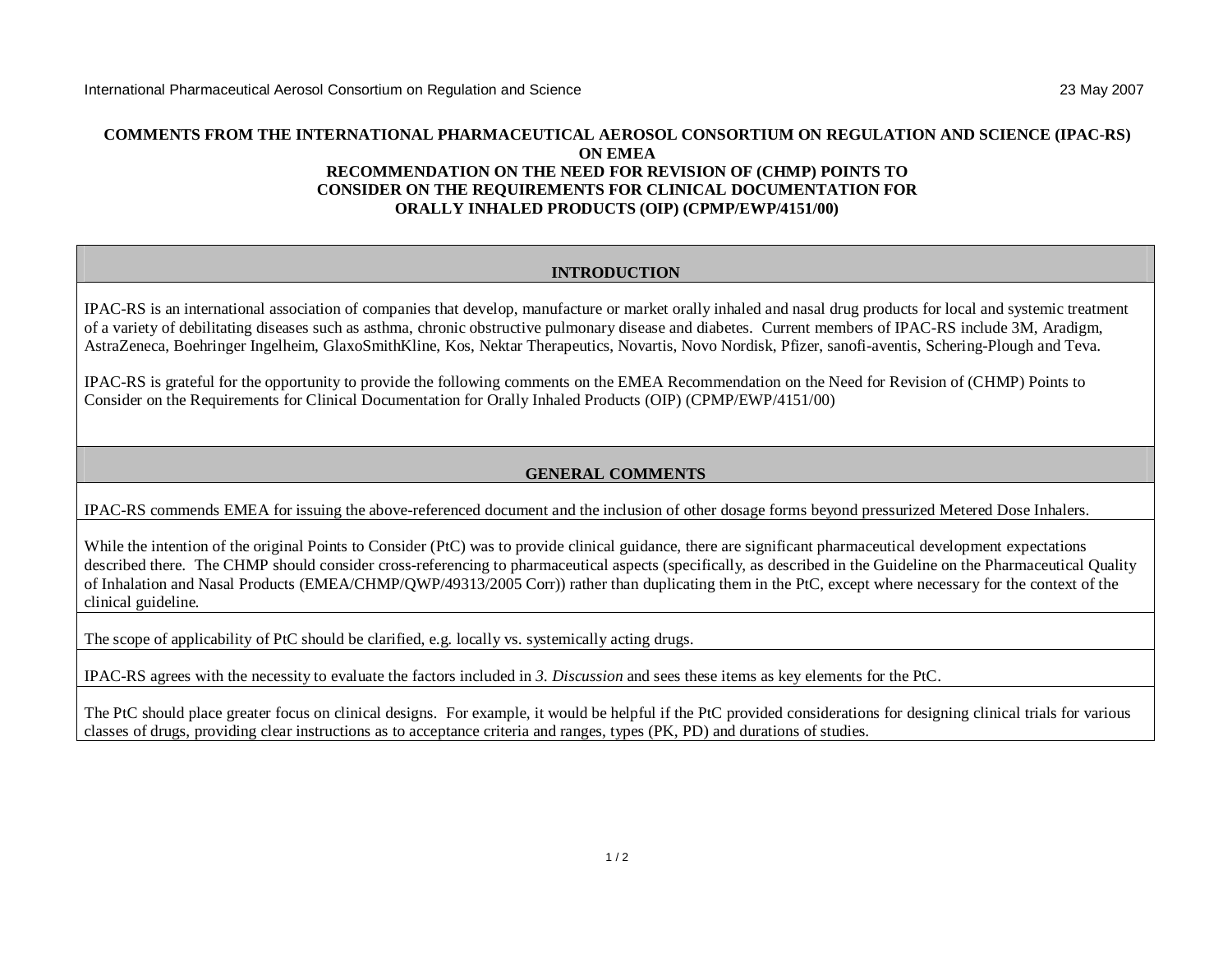International Pharmaceutical Aerosol Consortium on Regulation and Science — 23 May 2007

# COMMENTS FROM THE INTERNATIONAL PHARMACEUTICAL AEROSOL CONSORTIUM ON REGULATION AND SCIENCE (IPAC-RS) ON EMEA RECOMMENDATION ON THE NEED FOR REVISION OF (CHMP) POINTS TO CONSIDER ON THE REQUIREMENTS FOR CLINICAL DOCUMENTATION FOR ORALLY INHALED PRODUCTS (OIP) (CPMP/EWP/4151/00)

## INTRODUCTION

IPAC-RS is an international association of companies that develop, manufacture or market orally inhaled and nasal drug products for local and systemic treatment of a variety of debilitating diseases such as asthma, chronic obstructive pulmonary disease and diabetes. Current members of IPAC-RS include 3M, Aradigm, AstraZeneca, Boehringer Ingelheim, GlaxoSmithKline, Kos, Nektar Therapeutics, Novartis, Novo Nordisk, Pfizer, sanofi-aventis, Schering-Plough and Teva.

IPAC-RS is grateful for the opportunity to provide the following comments on the EMEA Recommendation on the Need for Revision of (CHMP) Points to Consider on the Requirements for Clinical Documentation for Orally Inhaled Products (OIP) (CPMP/EWP/4151/00)

## GENERAL COMMENTS

IPAC-RS commends EMEA for issuing the above-referenced document and the inclusion of other dosage forms beyond pressurized Metered Dose Inhalers.

While the intention of the original Points to Consider (PtC) was to provide clinical guidance, there are significant pharmaceutical development expectations described there. The CHMP should consider cross-referencing to pharmaceutical aspects (specifically, as described in the Guideline on the Pharmaceutical Quality of Inhalation and Nasal Products (EMEA/CHMP/QWP/49313/2005 Corr)) rather than duplicating them in the PtC, except where necessary for the context of the clinical guideline.

The scope of applicability of PtC should be clarified, e.g. locally vs. systemically acting drugs.

IPAC-RS agrees with the necessity to evaluate the factors included in *3. Discussion* and sees these items as key elements for the PtC.

The PtC should place greater focus on clinical designs. For example, it would be helpful if the PtC provided considerations for designing clinical trials for various classes of drugs, providing clear instructions as to acceptance criteria and ranges, types (PK, PD) and durations of studies.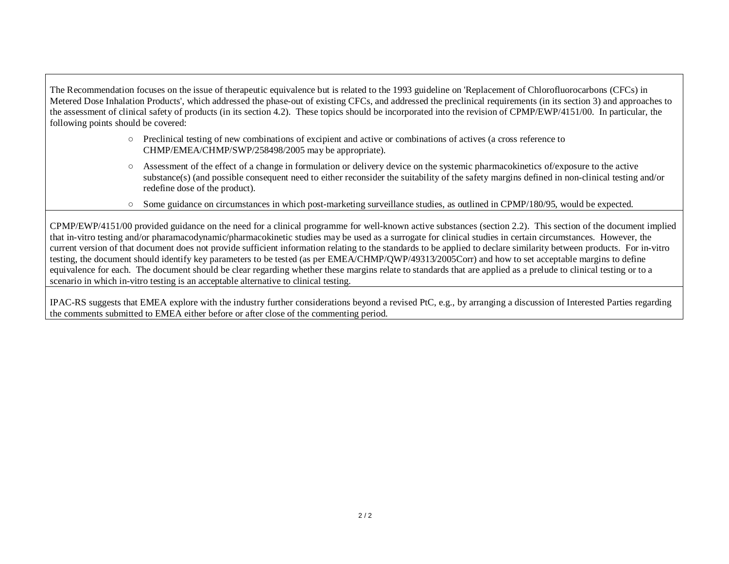| |
|---|
| The Recommendation focuses on the issue of therapeutic equivalence but is related to the 1993 guideline on 'Replacement of Chlorofluorocarbons (CFCs) in Metered Dose Inhalation Products', which addressed the phase-out of existing CFCs, and addressed the preclinical requirements (in its section 3) and approaches to the assessment of clinical safety of products (in its section 4.2). These topics should be incorporated into the revision of CPMP/EWP/4151/00. In particular, the following points should be covered:<br>○ Preclinical testing of new combinations of excipient and active or combinations of actives (a cross reference to CHMP/EMEA/CHMP/SWP/258498/2005 may be appropriate).<br>○ Assessment of the effect of a change in formulation or delivery device on the systemic pharmacokinetics of/exposure to the active substance(s) (and possible consequent need to either reconsider the suitability of the safety margins defined in non-clinical testing and/or redefine dose of the product).<br>○ Some guidance on circumstances in which post-marketing surveillance studies, as outlined in CPMP/180/95, would be expected. |
| CPMP/EWP/4151/00 provided guidance on the need for a clinical programme for well-known active substances (section 2.2). This section of the document implied that in-vitro testing and/or pharamacodynamic/pharmacokinetic studies may be used as a surrogate for clinical studies in certain circumstances. However, the current version of that document does not provide sufficient information relating to the standards to be applied to declare similarity between products. For in-vitro testing, the document should identify key parameters to be tested (as per EMEA/CHMP/QWP/49313/2005Corr) and how to set acceptable margins to define equivalence for each. The document should be clear regarding whether these margins relate to standards that are applied as a prelude to clinical testing or to a scenario in which in-vitro testing is an acceptable alternative to clinical testing. |
| IPAC-RS suggests that EMEA explore with the industry further considerations beyond a revised PtC, e.g., by arranging a discussion of Interested Parties regarding the comments submitted to EMEA either before or after close of the commenting period. |